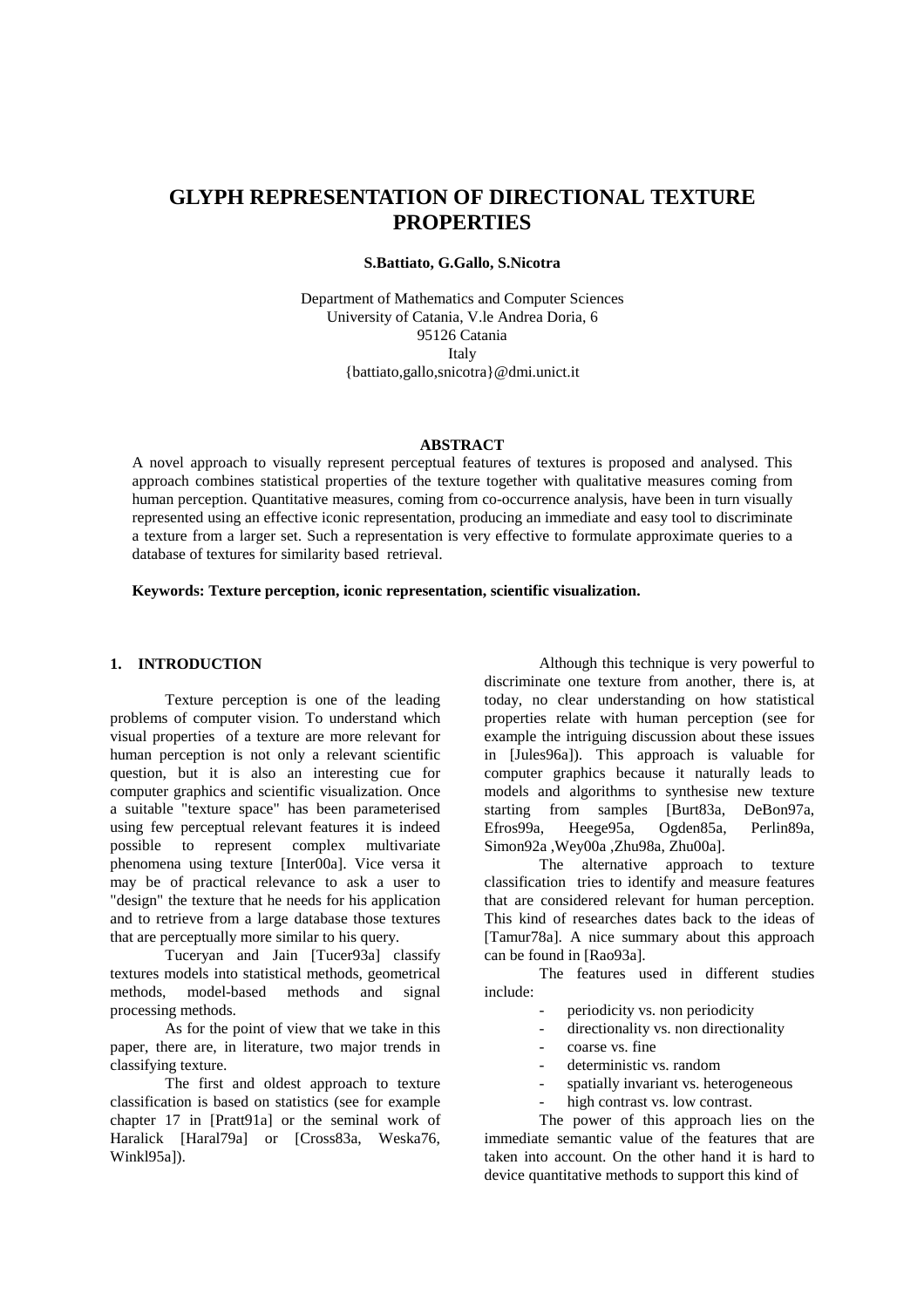# GLYPH REPRESENTATION OF DIRECTIONAL TEXTURE PROPERTIES

**S.Battiato, G.Gallo, S.Nicotra**

Department of Mathematics and Computer Sciences
University of Catania, V.le Andrea Doria, 6
95126 Catania
Italy
{battiato,gallo,snicotra}@dmi.unict.it

## ABSTRACT

A novel approach to visually represent perceptual features of textures is proposed and analysed. This approach combines statistical properties of the texture together with qualitative measures coming from human perception. Quantitative measures, coming from co-occurrence analysis, have been in turn visually represented using an effective iconic representation, producing an immediate and easy tool to discriminate a texture from a larger set. Such a representation is very effective to formulate approximate queries to a database of textures for similarity based retrieval.

**Keywords: Texture perception, iconic representation, scientific visualization.**

## 1. INTRODUCTION

Texture perception is one of the leading problems of computer vision. To understand which visual properties of a texture are more relevant for human perception is not only a relevant scientific question, but it is also an interesting cue for computer graphics and scientific visualization. Once a suitable "texture space" has been parameterised using few perceptual relevant features it is indeed possible to represent complex multivariate phenomena using texture [Inter00a]. Vice versa it may be of practical relevance to ask a user to "design" the texture that he needs for his application and to retrieve from a large database those textures that are perceptually more similar to his query.

Tuceryan and Jain [Tucer93a] classify textures models into statistical methods, geometrical methods, model-based methods and signal processing methods.

As for the point of view that we take in this paper, there are, in literature, two major trends in classifying texture.

The first and oldest approach to texture classification is based on statistics (see for example chapter 17 in [Pratt91a] or the seminal work of Haralick [Haral79a] or [Cross83a, Weska76, Winkl95a]).

Although this technique is very powerful to discriminate one texture from another, there is, at today, no clear understanding on how statistical properties relate with human perception (see for example the intriguing discussion about these issues in [Jules96a]). This approach is valuable for computer graphics because it naturally leads to models and algorithms to synthesise new texture starting from samples [Burt83a, DeBon97a, Efros99a, Heege95a, Ogden85a, Perlin89a, Simon92a ,Wey00a ,Zhu98a, Zhu00a].

The alternative approach to texture classification tries to identify and measure features that are considered relevant for human perception. This kind of researches dates back to the ideas of [Tamur78a]. A nice summary about this approach can be found in [Rao93a].

The features used in different studies include:

- periodicity vs. non periodicity
- directionality vs. non directionality
- coarse vs. fine
- deterministic vs. random
- spatially invariant vs. heterogeneous
- high contrast vs. low contrast.

The power of this approach lies on the immediate semantic value of the features that are taken into account. On the other hand it is hard to device quantitative methods to support this kind of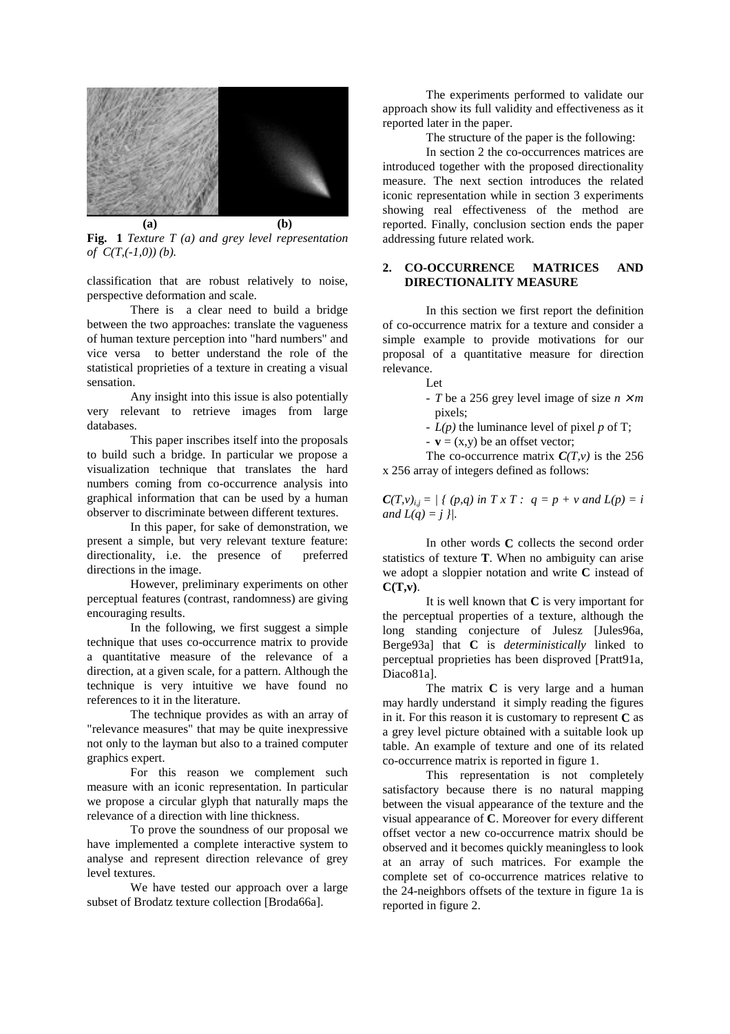**(a)** **(b)**

**Fig. 1** *Texture T (a) and grey level representation of C(T,(-1,0)) (b).*

classification that are robust relatively to noise, perspective deformation and scale.

There is a clear need to build a bridge between the two approaches: translate the vagueness of human texture perception into "hard numbers" and vice versa to better understand the role of the statistical proprieties of a texture in creating a visual sensation.

Any insight into this issue is also potentially very relevant to retrieve images from large databases.

This paper inscribes itself into the proposals to build such a bridge. In particular we propose a visualization technique that translates the hard numbers coming from co-occurrence analysis into graphical information that can be used by a human observer to discriminate between different textures.

In this paper, for sake of demonstration, we present a simple, but very relevant texture feature: directionality, i.e. the presence of preferred directions in the image.

However, preliminary experiments on other perceptual features (contrast, randomness) are giving encouraging results.

In the following, we first suggest a simple technique that uses co-occurrence matrix to provide a quantitative measure of the relevance of a direction, at a given scale, for a pattern. Although the technique is very intuitive we have found no references to it in the literature.

The technique provides as with an array of "relevance measures" that may be quite inexpressive not only to the layman but also to a trained computer graphics expert.

For this reason we complement such measure with an iconic representation. In particular we propose a circular glyph that naturally maps the relevance of a direction with line thickness.

To prove the soundness of our proposal we have implemented a complete interactive system to analyse and represent direction relevance of grey level textures.

We have tested our approach over a large subset of Brodatz texture collection [Broda66a].

The experiments performed to validate our approach show its full validity and effectiveness as it reported later in the paper.

The structure of the paper is the following:

In section 2 the co-occurrences matrices are introduced together with the proposed directionality measure. The next section introduces the related iconic representation while in section 3 experiments showing real effectiveness of the method are reported. Finally, conclusion section ends the paper addressing future related work.

## 2. CO-OCCURRENCE MATRICES AND DIRECTIONALITY MEASURE

In this section we first report the definition of co-occurrence matrix for a texture and consider a simple example to provide motivations for our proposal of a quantitative measure for direction relevance.

Let

- $T$ be a 256 grey level image of size $n \times m$ pixels;
- $L(p)$ the luminance level of pixel $p$ of T;
- $\mathbf{v} = (x,y)$ be an offset vector;

The co-occurrence matrix $\boldsymbol{C}(T,v)$ is the 256 x 256 array of integers defined as follows:

$\boldsymbol{C}(T,v)_{i,j} = |\{ (p,q) \text{ in } T \times T : \ q = p + v \text{ and } L(p) = i \text{ and } L(q) = j \}|$.

In other words **C** collects the second order statistics of texture **T**. When no ambiguity can arise we adopt a sloppier notation and write **C** instead of **C(T,v)**.

It is well known that **C** is very important for the perceptual properties of a texture, although the long standing conjecture of Julesz [Jules96a, Berge93a] that **C** is *deterministically* linked to perceptual proprieties has been disproved [Pratt91a, Diaco81a].

The matrix **C** is very large and a human may hardly understand it simply reading the figures in it. For this reason it is customary to represent **C** as a grey level picture obtained with a suitable look up table. An example of texture and one of its related co-occurrence matrix is reported in figure 1.

This representation is not completely satisfactory because there is no natural mapping between the visual appearance of the texture and the visual appearance of **C**. Moreover for every different offset vector a new co-occurrence matrix should be observed and it becomes quickly meaningless to look at an array of such matrices. For example the complete set of co-occurrence matrices relative to the 24-neighbors offsets of the texture in figure 1a is reported in figure 2.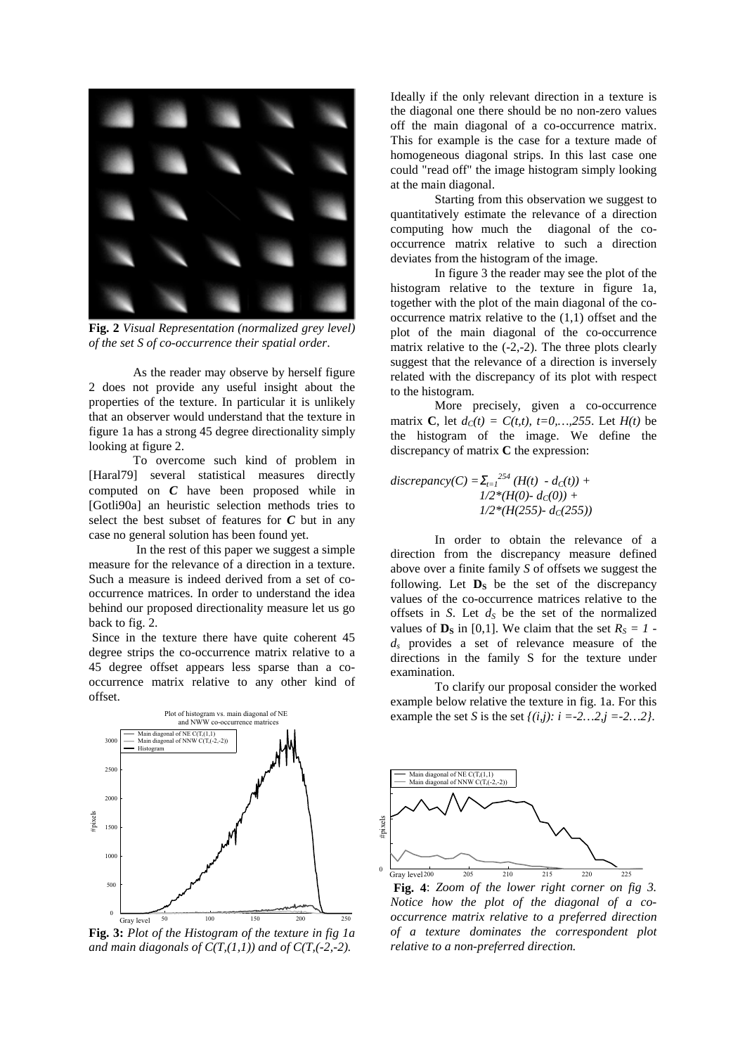**Fig. 2** *Visual Representation (normalized grey level) of the set S of co-occurrence their spatial order*.

As the reader may observe by herself figure 2 does not provide any useful insight about the properties of the texture. In particular it is unlikely that an observer would understand that the texture in figure 1a has a strong 45 degree directionality simply looking at figure 2.

To overcome such kind of problem in [Haral79] several statistical measures directly computed on $C$ have been proposed while in [Gotli90a] an heuristic selection methods tries to select the best subset of features for $C$ but in any case no general solution has been found yet.

In the rest of this paper we suggest a simple measure for the relevance of a direction in a texture. Such a measure is indeed derived from a set of co-occurrence matrices. In order to understand the idea behind our proposed directionality measure let us go back to fig. 2.

Since in the texture there have quite coherent 45 degree strips the co-occurrence matrix relative to a 45 degree offset appears less sparse than a co-occurrence matrix relative to any other kind of offset.

**Fig. 3:** *Plot of the Histogram of the texture in fig 1a and main diagonals of $C(T,(1,1))$ and of $C(T,(-2,-2)$.*

Ideally if the only relevant direction in a texture is the diagonal one there should be no non-zero values off the main diagonal of a co-occurrence matrix. This for example is the case for a texture made of homogeneous diagonal strips. In this last case one could "read off" the image histogram simply looking at the main diagonal.

Starting from this observation we suggest to quantitatively estimate the relevance of a direction computing how much the diagonal of the co-occurrence matrix relative to such a direction deviates from the histogram of the image.

In figure 3 the reader may see the plot of the histogram relative to the texture in figure 1a, together with the plot of the main diagonal of the co-occurrence matrix relative to the (1,1) offset and the plot of the main diagonal of the co-occurrence matrix relative to the (-2,-2). The three plots clearly suggest that the relevance of a direction is inversely related with the discrepancy of its plot with respect to the histogram.

More precisely, given a co-occurrence matrix **C**, let $d_C(t) = C(t,t)$, $t=0,\ldots,255$. Let $H(t)$ be the histogram of the image. We define the discrepancy of matrix **C** the expression:

$$discrepancy(C) = \Sigma_{t=1}^{254} (H(t) - d_C(t)) + 1/2*(H(0)- d_C(0)) + 1/2*(H(255)- d_C(255))$$

In order to obtain the relevance of a direction from the discrepancy measure defined above over a finite family $S$ of offsets we suggest the following. Let $\mathbf{D_S}$ be the set of the discrepancy values of the co-occurrence matrices relative to the offsets in $S$. Let $d_S$ be the set of the normalized values of $\mathbf{D_S}$ in [0,1]. We claim that the set $R_S = 1 - d_s$ provides a set of relevance measure of the directions in the family S for the texture under examination.

To clarify our proposal consider the worked example below relative the texture in fig. 1a. For this example the set $S$ is the set $\{(i,j): i =-2\ldots2, j =-2\ldots2\}$.

**Fig. 4**: *Zoom of the lower right corner on fig 3. Notice how the plot of the diagonal of a co-occurrence matrix relative to a preferred direction of a texture dominates the correspondent plot relative to a non-preferred direction.*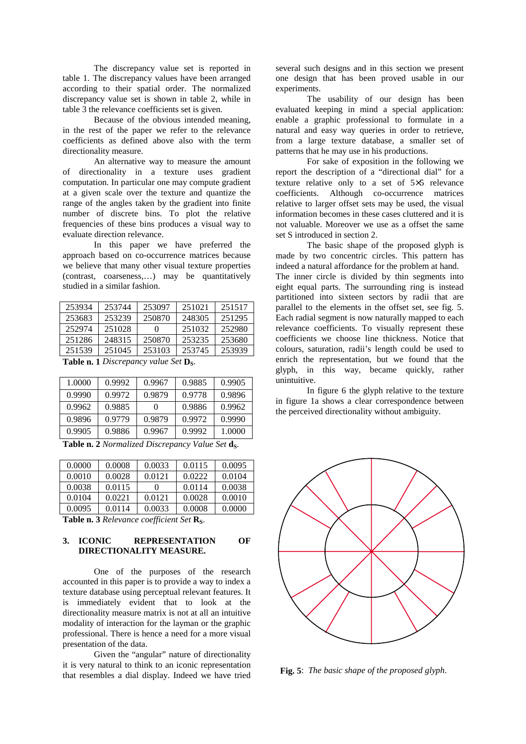The discrepancy value set is reported in table 1. The discrepancy values have been arranged according to their spatial order. The normalized discrepancy value set is shown in table 2, while in table 3 the relevance coefficients set is given.

Because of the obvious intended meaning, in the rest of the paper we refer to the relevance coefficients as defined above also with the term directionality measure.

An alternative way to measure the amount of directionality in a texture uses gradient computation. In particular one may compute gradient at a given scale over the texture and quantize the range of the angles taken by the gradient into finite number of discrete bins. To plot the relative frequencies of these bins produces a visual way to evaluate direction relevance.

In this paper we have preferred the approach based on co-occurrence matrices because we believe that many other visual texture properties (contrast, coarseness,…) may be quantitatively studied in a similar fashion.

| | | | | |
|---|---|---|---|---|
| 253934 | 253744 | 253097 | 251021 | 251517 |
| 253683 | 253239 | 250870 | 248305 | 251295 |
| 252974 | 251028 | 0 | 251032 | 252980 |
| 251286 | 248315 | 250870 | 253235 | 253680 |
| 251539 | 251045 | 253103 | 253745 | 253939 |

**Table n. 1** *Discrepancy value Set* $\mathbf{D_S}$.

| | | | | |
|---|---|---|---|---|
| 1.0000 | 0.9992 | 0.9967 | 0.9885 | 0.9905 |
| 0.9990 | 0.9972 | 0.9879 | 0.9778 | 0.9896 |
| 0.9962 | 0.9885 | 0 | 0.9886 | 0.9962 |
| 0.9896 | 0.9779 | 0.9879 | 0.9972 | 0.9990 |
| 0.9905 | 0.9886 | 0.9967 | 0.9992 | 1.0000 |

**Table n. 2** *Normalized Discrepancy Value Set* $\mathbf{d_S}$.

| | | | | |
|---|---|---|---|---|
| 0.0000 | 0.0008 | 0.0033 | 0.0115 | 0.0095 |
| 0.0010 | 0.0028 | 0.0121 | 0.0222 | 0.0104 |
| 0.0038 | 0.0115 | 0 | 0.0114 | 0.0038 |
| 0.0104 | 0.0221 | 0.0121 | 0.0028 | 0.0010 |
| 0.0095 | 0.0114 | 0.0033 | 0.0008 | 0.0000 |

**Table n. 3** *Relevance coefficient Set* $\mathbf{R_S}$.

## 3. ICONIC REPRESENTATION OF DIRECTIONALITY MEASURE.

One of the purposes of the research accounted in this paper is to provide a way to index a texture database using perceptual relevant features. It is immediately evident that to look at the directionality measure matrix is not at all an intuitive modality of interaction for the layman or the graphic professional. There is hence a need for a more visual presentation of the data.

Given the "angular" nature of directionality it is very natural to think to an iconic representation that resembles a dial display. Indeed we have tried several such designs and in this section we present one design that has been proved usable in our experiments.

The usability of our design has been evaluated keeping in mind a special application: enable a graphic professional to formulate in a natural and easy way queries in order to retrieve, from a large texture database, a smaller set of patterns that he may use in his productions.

For sake of exposition in the following we report the description of a "directional dial" for a texture relative only to a set of 5×5 relevance coefficients. Although co-occurrence matrices relative to larger offset sets may be used, the visual information becomes in these cases cluttered and it is not valuable. Moreover we use as a offset the same set S introduced in section 2.

The basic shape of the proposed glyph is made by two concentric circles. This pattern has indeed a natural affordance for the problem at hand. The inner circle is divided by thin segments into eight equal parts. The surrounding ring is instead partitioned into sixteen sectors by radii that are parallel to the elements in the offset set, see fig. 5. Each radial segment is now naturally mapped to each relevance coefficients. To visually represent these coefficients we choose line thickness. Notice that colours, saturation, radii's length could be used to enrich the representation, but we found that the glyph, in this way, became quickly, rather unintuitive.

In figure 6 the glyph relative to the texture in figure 1a shows a clear correspondence between the perceived directionality without ambiguity.

**Fig. 5**: *The basic shape of the proposed glyph*.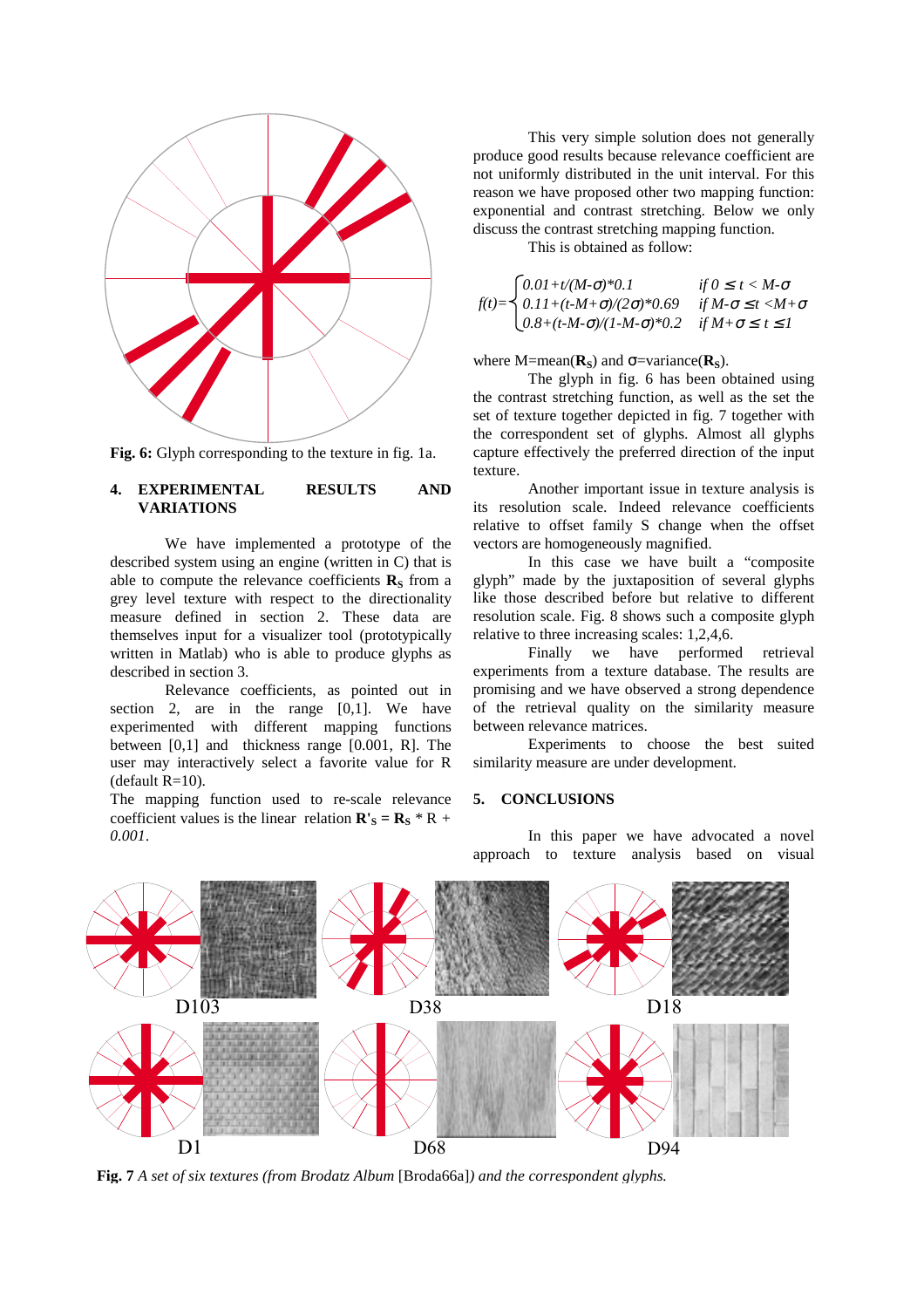Fig. 6: Glyph corresponding to the texture in fig. 1a.

## 4. EXPERIMENTAL RESULTS AND VARIATIONS

We have implemented a prototype of the described system using an engine (written in C) that is able to compute the relevance coefficients $\mathbf{R}_S$ from a grey level texture with respect to the directionality measure defined in section 2. These data are themselves input for a visualizer tool (prototypically written in Matlab) who is able to produce glyphs as described in section 3.

Relevance coefficients, as pointed out in section 2, are in the range [0,1]. We have experimented with different mapping functions between [0,1] and thickness range [0.001, R]. The user may interactively select a favorite value for R (default R=10).

The mapping function used to re-scale relevance coefficient values is the linear relation $\mathbf{R}'_S = \mathbf{R}_S * R + 0.001$.

This very simple solution does not generally produce good results because relevance coefficient are not uniformly distributed in the unit interval. For this reason we have proposed other two mapping function: exponential and contrast stretching. Below we only discuss the contrast stretching mapping function.

This is obtained as follow:

$$f(t)=\begin{cases} 0.01+t/(M-\sigma)*0.1 & \text{if } 0 \le t < M-\sigma \\ 0.11+(t-M+\sigma)/(2\sigma)*0.69 & \text{if } M-\sigma \le t < M+\sigma \\ 0.8+(t-M-\sigma)/(1-M-\sigma)*0.2 & \text{if } M+\sigma \le t \le 1 \end{cases}$$

where M=mean($\mathbf{R}_S$) and $\sigma$=variance($\mathbf{R}_S$).

The glyph in fig. 6 has been obtained using the contrast stretching function, as well as the set the set of texture together depicted in fig. 7 together with the correspondent set of glyphs. Almost all glyphs capture effectively the preferred direction of the input texture.

Another important issue in texture analysis is its resolution scale. Indeed relevance coefficients relative to offset family S change when the offset vectors are homogeneously magnified.

In this case we have built a "composite glyph" made by the juxtaposition of several glyphs like those described before but relative to different resolution scale. Fig. 8 shows such a composite glyph relative to three increasing scales: 1,2,4,6.

Finally we have performed retrieval experiments from a texture database. The results are promising and we have observed a strong dependence of the retrieval quality on the similarity measure between relevance matrices.

Experiments to choose the best suited similarity measure are under development.

## 5. CONCLUSIONS

In this paper we have advocated a novel approach to texture analysis based on visual

D103 D38 D18

D1 D68 D94

**Fig. 7** *A set of six textures (from Brodatz Album* [Broda66a]*) and the correspondent glyphs.*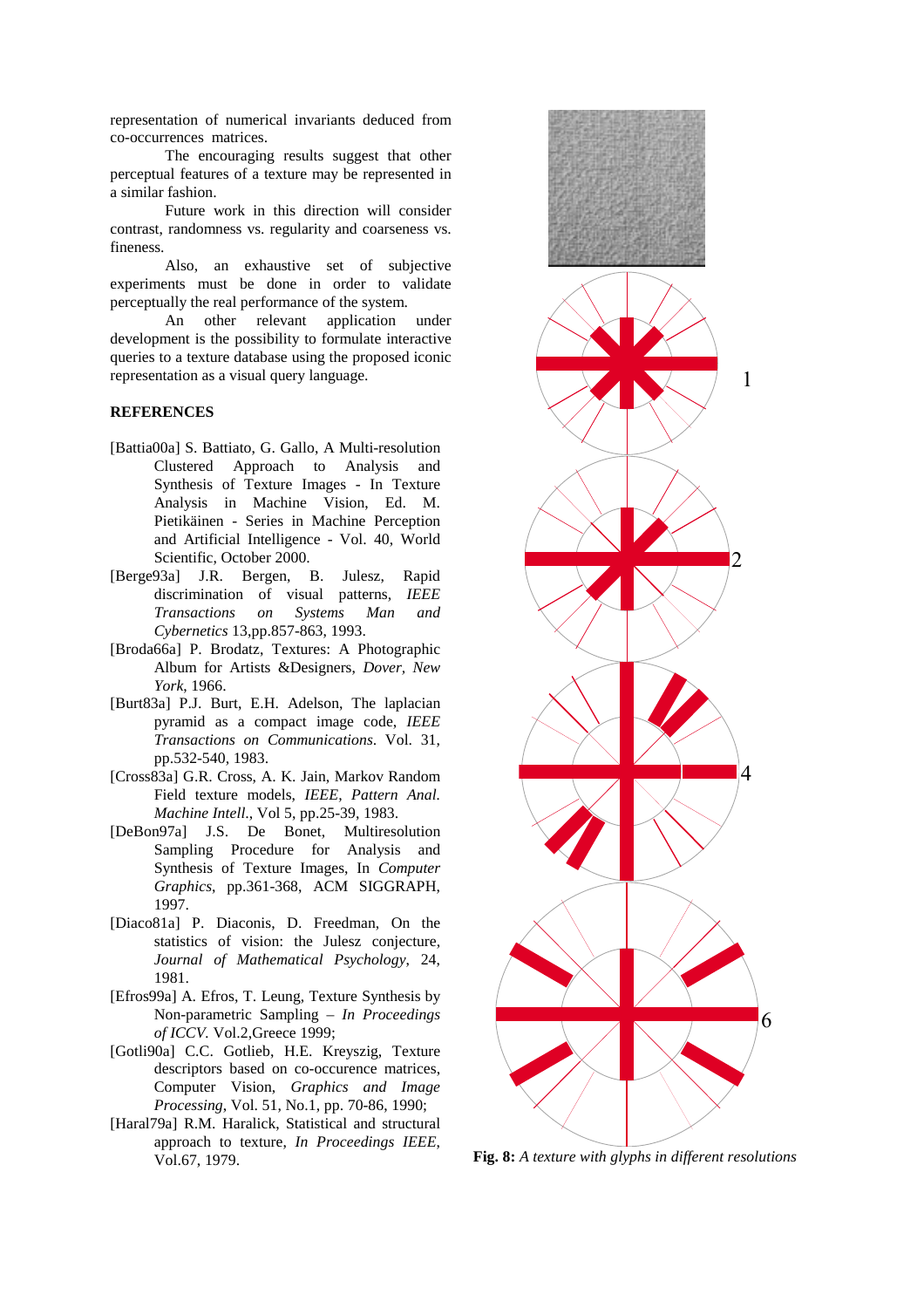representation of numerical invariants deduced from co-occurrences matrices.

The encouraging results suggest that other perceptual features of a texture may be represented in a similar fashion.

Future work in this direction will consider contrast, randomness vs. regularity and coarseness vs. fineness.

Also, an exhaustive set of subjective experiments must be done in order to validate perceptually the real performance of the system.

An other relevant application under development is the possibility to formulate interactive queries to a texture database using the proposed iconic representation as a visual query language.

## REFERENCES

[Battia00a] S. Battiato, G. Gallo, A Multi-resolution Clustered Approach to Analysis and Synthesis of Texture Images - In Texture Analysis in Machine Vision, Ed. M. Pietikäinen - Series in Machine Perception and Artificial Intelligence - Vol. 40, World Scientific, October 2000.

[Berge93a] J.R. Bergen, B. Julesz, Rapid discrimination of visual patterns, *IEEE Transactions on Systems Man and Cybernetics* 13,pp.857-863, 1993.

[Broda66a] P. Brodatz, Textures: A Photographic Album for Artists &Designers, *Dover, New York*, 1966.

[Burt83a] P.J. Burt, E.H. Adelson, The laplacian pyramid as a compact image code, *IEEE Transactions on Communications*. Vol. 31, pp.532-540, 1983.

[Cross83a] G.R. Cross, A. K. Jain, Markov Random Field texture models, *IEEE, Pattern Anal. Machine Intell.*, Vol 5, pp.25-39, 1983.

[DeBon97a] J.S. De Bonet, Multiresolution Sampling Procedure for Analysis and Synthesis of Texture Images, In *Computer Graphics*, pp.361-368, ACM SIGGRAPH, 1997.

[Diaco81a] P. Diaconis, D. Freedman, On the statistics of vision: the Julesz conjecture, *Journal of Mathematical Psychology*, 24, 1981.

[Efros99a] A. Efros, T. Leung, Texture Synthesis by Non-parametric Sampling – *In Proceedings of ICCV.* Vol.2,Greece 1999;

[Gotli90a] C.C. Gotlieb, H.E. Kreyszig, Texture descriptors based on co-occurence matrices, Computer Vision, *Graphics and Image Processing*, Vol. 51, No.1, pp. 70-86, 1990;

[Haral79a] R.M. Haralick, Statistical and structural approach to texture, *In Proceedings IEEE*, Vol.67, 1979.

**Fig. 8:** *A texture with glyphs in different resolutions*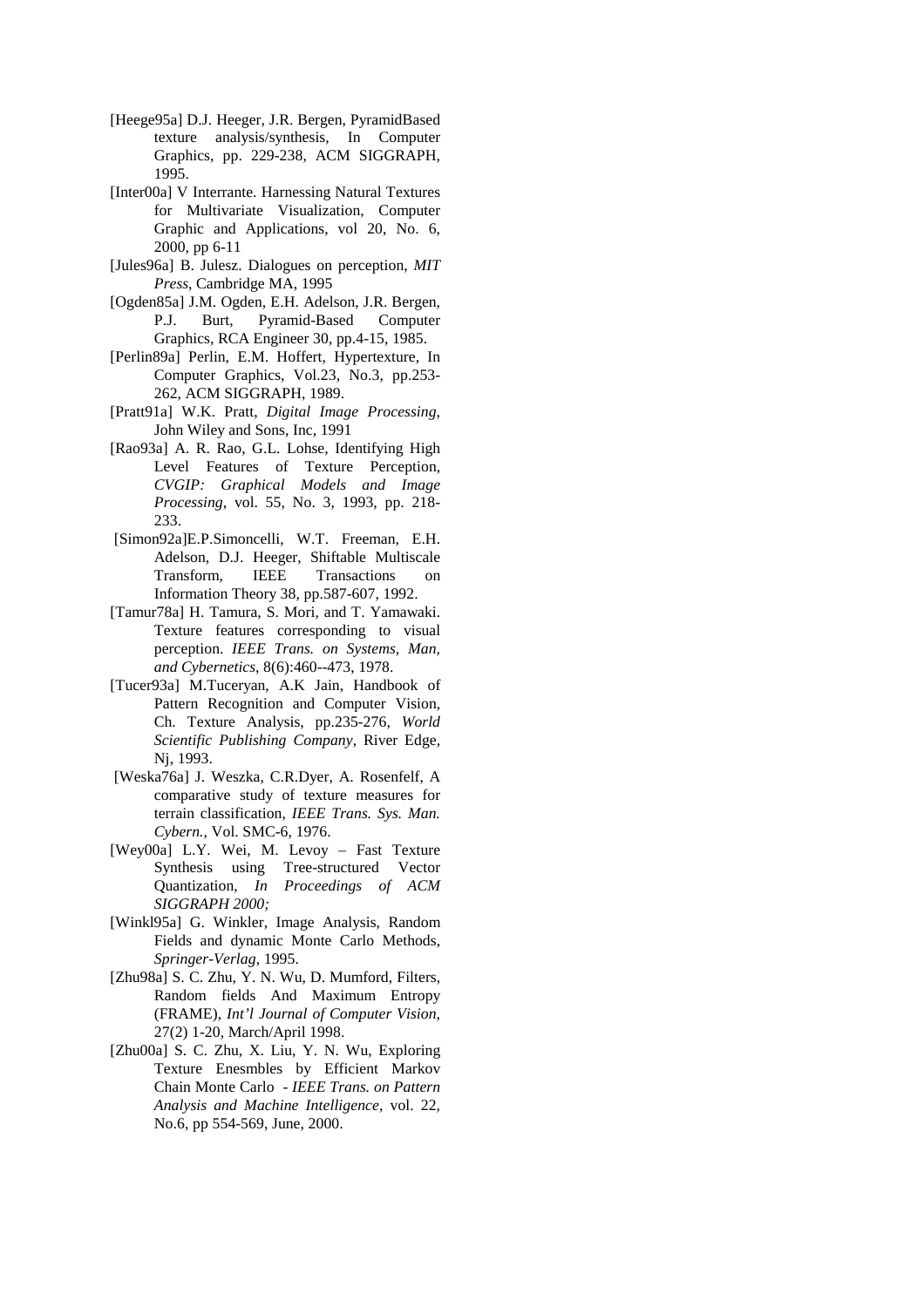[Heege95a] D.J. Heeger, J.R. Bergen, PyramidBased texture analysis/synthesis, In Computer Graphics, pp. 229-238, ACM SIGGRAPH, 1995.

[Inter00a] V Interrante. Harnessing Natural Textures for Multivariate Visualization, Computer Graphic and Applications, vol 20, No. 6, 2000, pp 6-11

[Jules96a] B. Julesz. Dialogues on perception, *MIT Press*, Cambridge MA, 1995

[Ogden85a] J.M. Ogden, E.H. Adelson, J.R. Bergen, P.J. Burt, Pyramid-Based Computer Graphics, RCA Engineer 30, pp.4-15, 1985.

[Perlin89a] Perlin, E.M. Hoffert, Hypertexture, In Computer Graphics, Vol.23, No.3, pp.253-262, ACM SIGGRAPH, 1989.

[Pratt91a] W.K. Pratt, *Digital Image Processing*, John Wiley and Sons, Inc, 1991

[Rao93a] A. R. Rao, G.L. Lohse, Identifying High Level Features of Texture Perception, *CVGIP: Graphical Models and Image Processing*, vol. 55, No. 3, 1993, pp. 218-233.

[Simon92a]E.P.Simoncelli, W.T. Freeman, E.H. Adelson, D.J. Heeger, Shiftable Multiscale Transform, IEEE Transactions on Information Theory 38, pp.587-607, 1992.

[Tamur78a] H. Tamura, S. Mori, and T. Yamawaki. Texture features corresponding to visual perception. *IEEE Trans. on Systems, Man, and Cybernetics*, 8(6):460--473, 1978.

[Tucer93a] M.Tuceryan, A.K Jain, Handbook of Pattern Recognition and Computer Vision, Ch. Texture Analysis, pp.235-276, *World Scientific Publishing Company*, River Edge, Nj, 1993.

[Weska76a] J. Weszka, C.R.Dyer, A. Rosenfelf, A comparative study of texture measures for terrain classification, *IEEE Trans. Sys. Man. Cybern.*, Vol. SMC-6, 1976.

[Wey00a] L.Y. Wei, M. Levoy – Fast Texture Synthesis using Tree-structured Vector Quantization, *In Proceedings of ACM SIGGRAPH 2000;*

[Winkl95a] G. Winkler, Image Analysis, Random Fields and dynamic Monte Carlo Methods, *Springer-Verlag*, 1995.

[Zhu98a] S. C. Zhu, Y. N. Wu, D. Mumford, Filters, Random fields And Maximum Entropy (FRAME), *Int'l Journal of Computer Vision*, 27(2) 1-20, March/April 1998.

[Zhu00a] S. C. Zhu, X. Liu, Y. N. Wu, Exploring Texture Enesmbles by Efficient Markov Chain Monte Carlo - *IEEE Trans. on Pattern Analysis and Machine Intelligence*, vol. 22, No.6, pp 554-569, June, 2000.